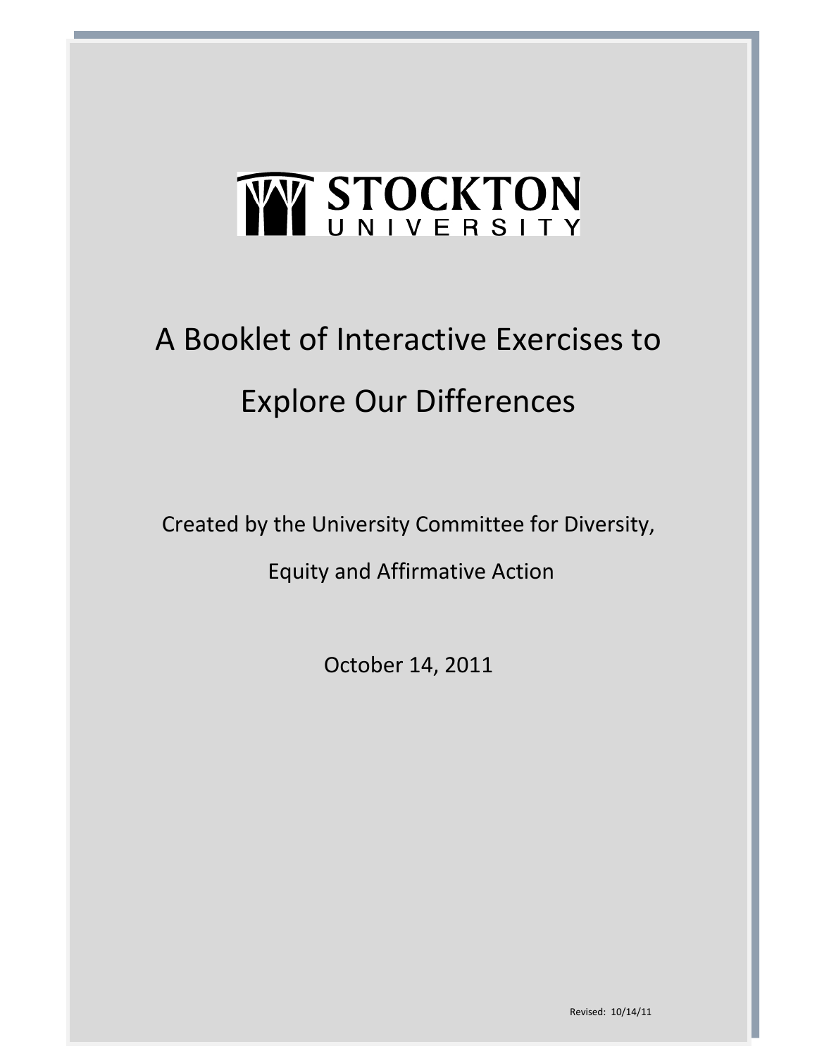# STOCKTON UNIVERSITY

# A Booklet of Interactive Exercises to Explore Our Differences

Created by the University Committee for Diversity, Equity and Affirmative Action

October 14, 2011

Revised: 10/14/11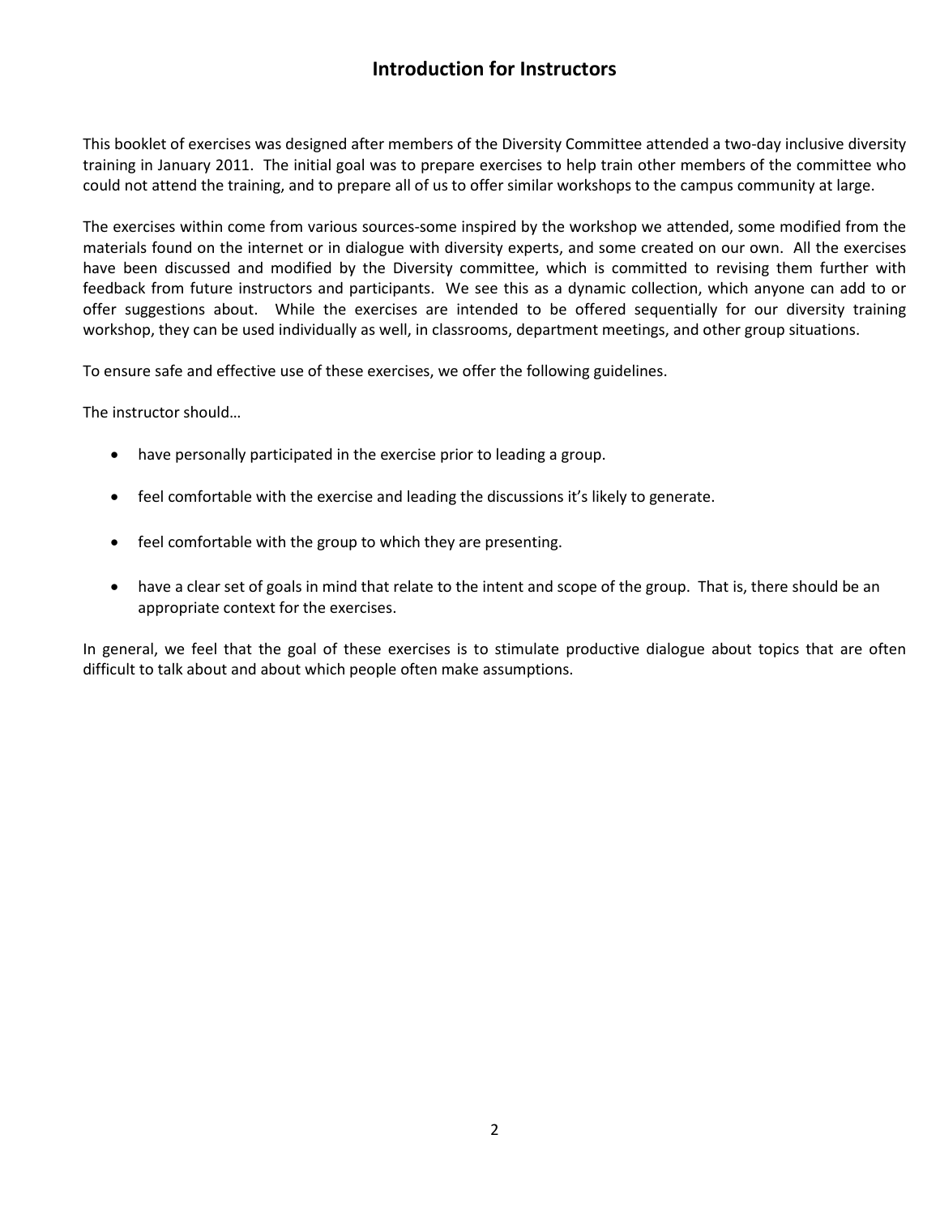## Introduction for Instructors

This booklet of exercises was designed after members of the Diversity Committee attended a two-day inclusive diversity training in January 2011. The initial goal was to prepare exercises to help train other members of the committee who could not attend the training, and to prepare all of us to offer similar workshops to the campus community at large.

The exercises within come from various sources-some inspired by the workshop we attended, some modified from the materials found on the internet or in dialogue with diversity experts, and some created on our own. All the exercises have been discussed and modified by the Diversity committee, which is committed to revising them further with feedback from future instructors and participants. We see this as a dynamic collection, which anyone can add to or offer suggestions about. While the exercises are intended to be offered sequentially for our diversity training workshop, they can be used individually as well, in classrooms, department meetings, and other group situations.

To ensure safe and effective use of these exercises, we offer the following guidelines.

The instructor should…

- have personally participated in the exercise prior to leading a group.
- feel comfortable with the exercise and leading the discussions it's likely to generate.
- feel comfortable with the group to which they are presenting.
- have a clear set of goals in mind that relate to the intent and scope of the group. That is, there should be an appropriate context for the exercises.

In general, we feel that the goal of these exercises is to stimulate productive dialogue about topics that are often difficult to talk about and about which people often make assumptions.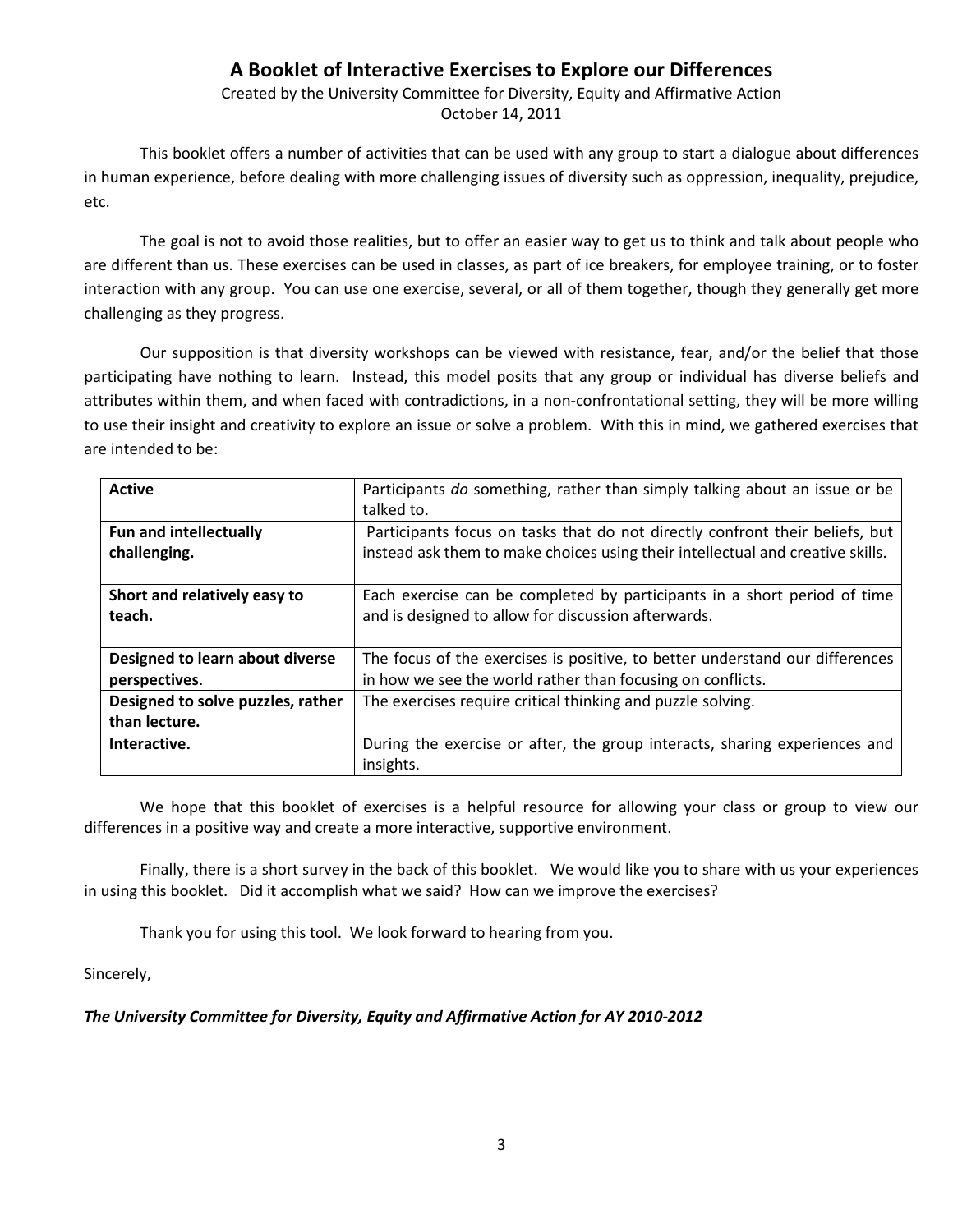# A Booklet of Interactive Exercises to Explore our Differences

Created by the University Committee for Diversity, Equity and Affirmative Action
October 14, 2011

This booklet offers a number of activities that can be used with any group to start a dialogue about differences in human experience, before dealing with more challenging issues of diversity such as oppression, inequality, prejudice, etc.

The goal is not to avoid those realities, but to offer an easier way to get us to think and talk about people who are different than us. These exercises can be used in classes, as part of ice breakers, for employee training, or to foster interaction with any group. You can use one exercise, several, or all of them together, though they generally get more challenging as they progress.

Our supposition is that diversity workshops can be viewed with resistance, fear, and/or the belief that those participating have nothing to learn. Instead, this model posits that any group or individual has diverse beliefs and attributes within them, and when faced with contradictions, in a non-confrontational setting, they will be more willing to use their insight and creativity to explore an issue or solve a problem. With this in mind, we gathered exercises that are intended to be:

| | |
|---|---|
| **Active** | Participants *do* something, rather than simply talking about an issue or be talked to. |
| **Fun and intellectually challenging.** | Participants focus on tasks that do not directly confront their beliefs, but instead ask them to make choices using their intellectual and creative skills. |
| **Short and relatively easy to teach.** | Each exercise can be completed by participants in a short period of time and is designed to allow for discussion afterwards. |
| **Designed to learn about diverse perspectives**. | The focus of the exercises is positive, to better understand our differences in how we see the world rather than focusing on conflicts. |
| **Designed to solve puzzles, rather than lecture.** | The exercises require critical thinking and puzzle solving. |
| **Interactive.** | During the exercise or after, the group interacts, sharing experiences and insights. |

We hope that this booklet of exercises is a helpful resource for allowing your class or group to view our differences in a positive way and create a more interactive, supportive environment.

Finally, there is a short survey in the back of this booklet. We would like you to share with us your experiences in using this booklet. Did it accomplish what we said? How can we improve the exercises?

Thank you for using this tool. We look forward to hearing from you.

Sincerely,

***The University Committee for Diversity, Equity and Affirmative Action for AY 2010-2012***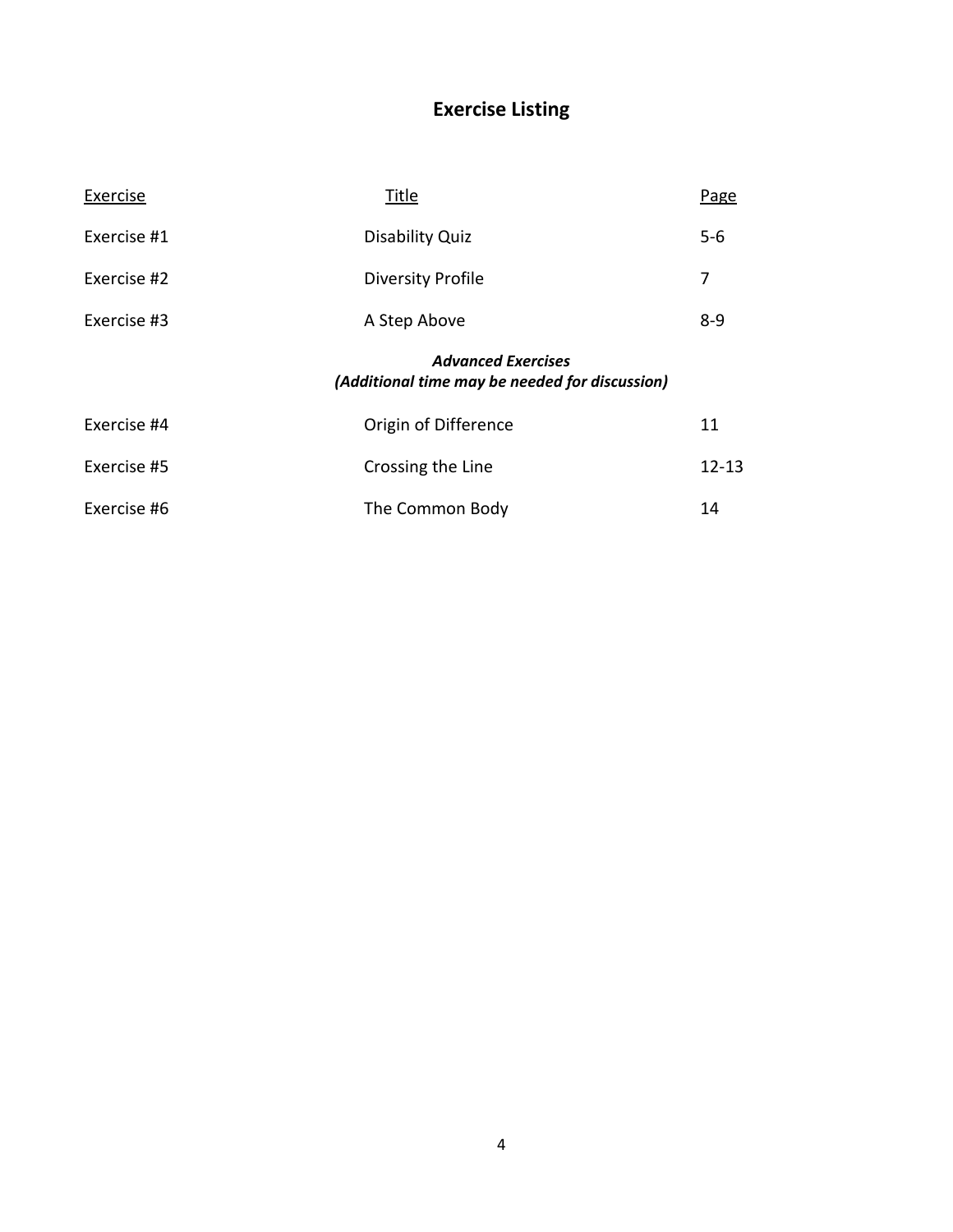# Exercise Listing

| Exercise | Title | Page |
| --- | --- | --- |
| Exercise #1 | Disability Quiz | 5-6 |
| Exercise #2 | Diversity Profile | 7 |
| Exercise #3 | A Step Above | 8-9 |
| | ***Advanced Exercises*** ***(Additional time may be needed for discussion)*** | |
| Exercise #4 | Origin of Difference | 11 |
| Exercise #5 | Crossing the Line | 12-13 |
| Exercise #6 | The Common Body | 14 |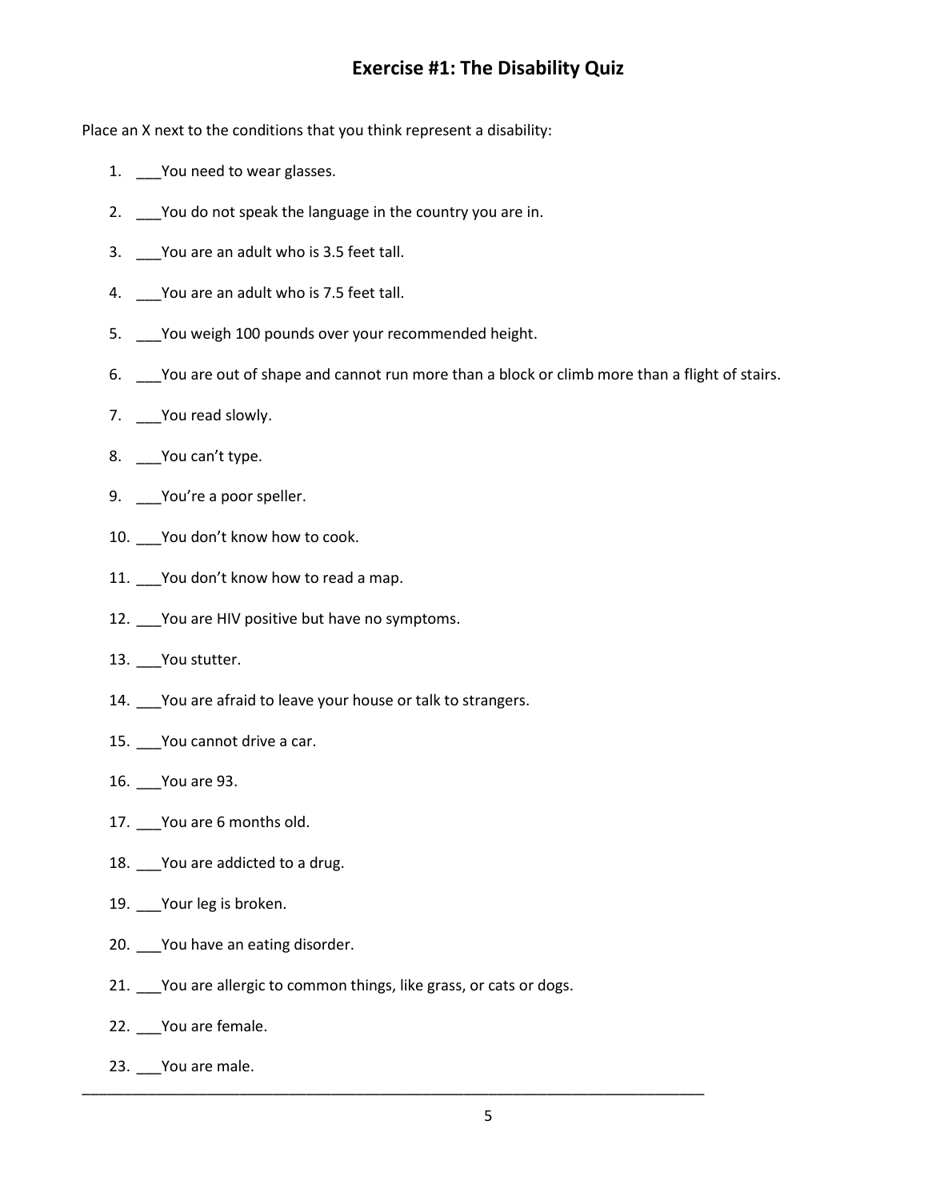## Exercise #1: The Disability Quiz

Place an X next to the conditions that you think represent a disability:

1. ___You need to wear glasses.
2. ___You do not speak the language in the country you are in.
3. ___You are an adult who is 3.5 feet tall.
4. ___You are an adult who is 7.5 feet tall.
5. ___You weigh 100 pounds over your recommended height.
6. ___You are out of shape and cannot run more than a block or climb more than a flight of stairs.
7. ___You read slowly.
8. ___You can't type.
9. ___You're a poor speller.
10. ___You don't know how to cook.
11. ___You don't know how to read a map.
12. ___You are HIV positive but have no symptoms.
13. ___You stutter.
14. ___You are afraid to leave your house or talk to strangers.
15. ___You cannot drive a car.
16. ___You are 93.
17. ___You are 6 months old.
18. ___You are addicted to a drug.
19. ___Your leg is broken.
20. ___You have an eating disorder.
21. ___You are allergic to common things, like grass, or cats or dogs.
22. ___You are female.
23. ___You are male.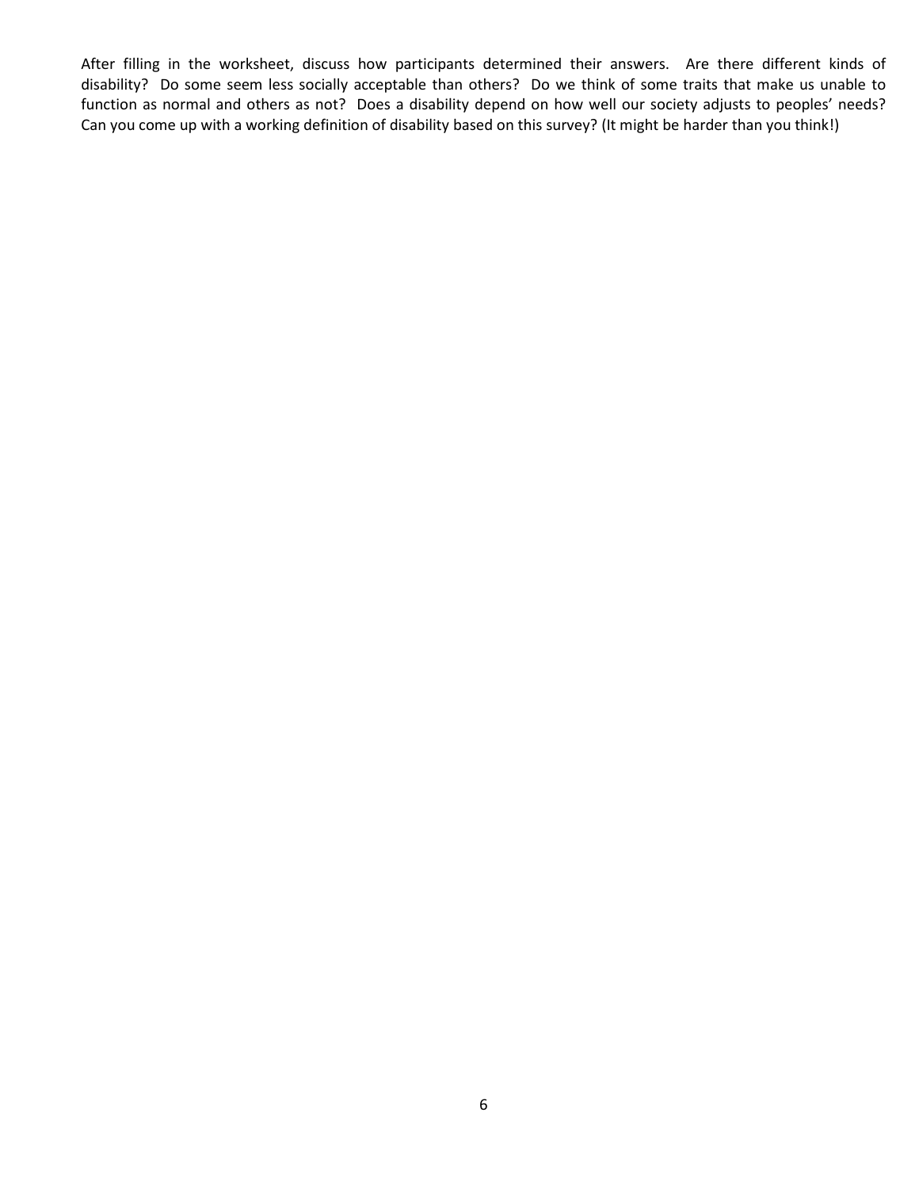After filling in the worksheet, discuss how participants determined their answers. Are there different kinds of disability? Do some seem less socially acceptable than others? Do we think of some traits that make us unable to function as normal and others as not? Does a disability depend on how well our society adjusts to peoples' needs? Can you come up with a working definition of disability based on this survey? (It might be harder than you think!)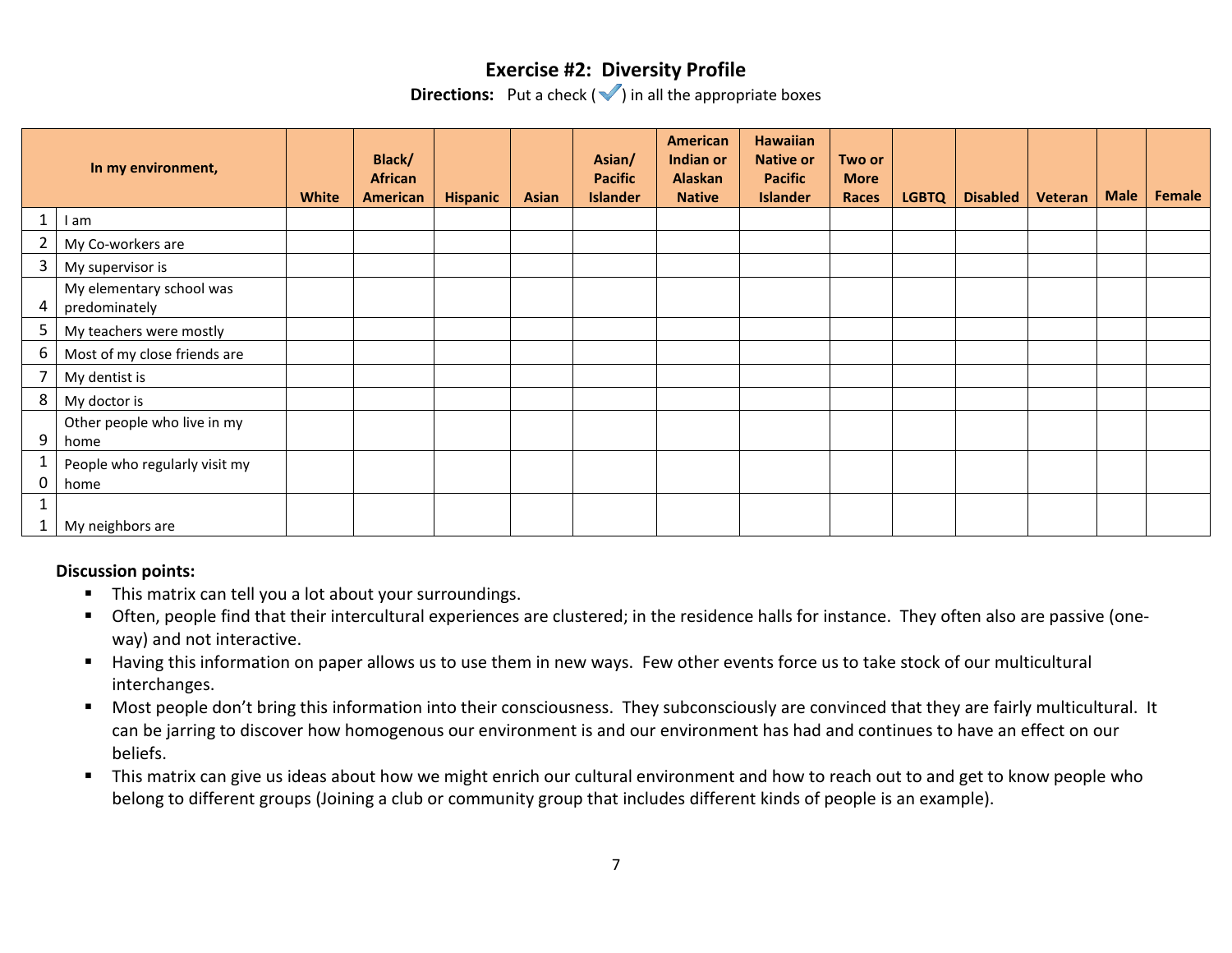# Exercise #2: Diversity Profile

**Directions:** Put a check (✓) in all the appropriate boxes

| | In my environment, | White | Black/ African American | Hispanic | Asian | Asian/ Pacific Islander | American Indian or Alaskan Native | Hawaiian Native or Pacific Islander | Two or More Races | LGBTQ | Disabled | Veteran | Male | Female |
|---|---|---|---|---|---|---|---|---|---|---|---|---|---|---|
| 1 | I am | | | | | | | | | | | | | |
| 2 | My Co-workers are | | | | | | | | | | | | | |
| 3 | My supervisor is | | | | | | | | | | | | | |
| 4 | My elementary school was predominately | | | | | | | | | | | | | |
| 5 | My teachers were mostly | | | | | | | | | | | | | |
| 6 | Most of my close friends are | | | | | | | | | | | | | |
| 7 | My dentist is | | | | | | | | | | | | | |
| 8 | My doctor is | | | | | | | | | | | | | |
| 9 | Other people who live in my home | | | | | | | | | | | | | |
| 10 | People who regularly visit my home | | | | | | | | | | | | | |
| 11 | My neighbors are | | | | | | | | | | | | | |

**Discussion points:**

- This matrix can tell you a lot about your surroundings.
- Often, people find that their intercultural experiences are clustered; in the residence halls for instance. They often also are passive (one-way) and not interactive.
- Having this information on paper allows us to use them in new ways. Few other events force us to take stock of our multicultural interchanges.
- Most people don't bring this information into their consciousness. They subconsciously are convinced that they are fairly multicultural. It can be jarring to discover how homogenous our environment is and our environment has had and continues to have an effect on our beliefs.
- This matrix can give us ideas about how we might enrich our cultural environment and how to reach out to and get to know people who belong to different groups (Joining a club or community group that includes different kinds of people is an example).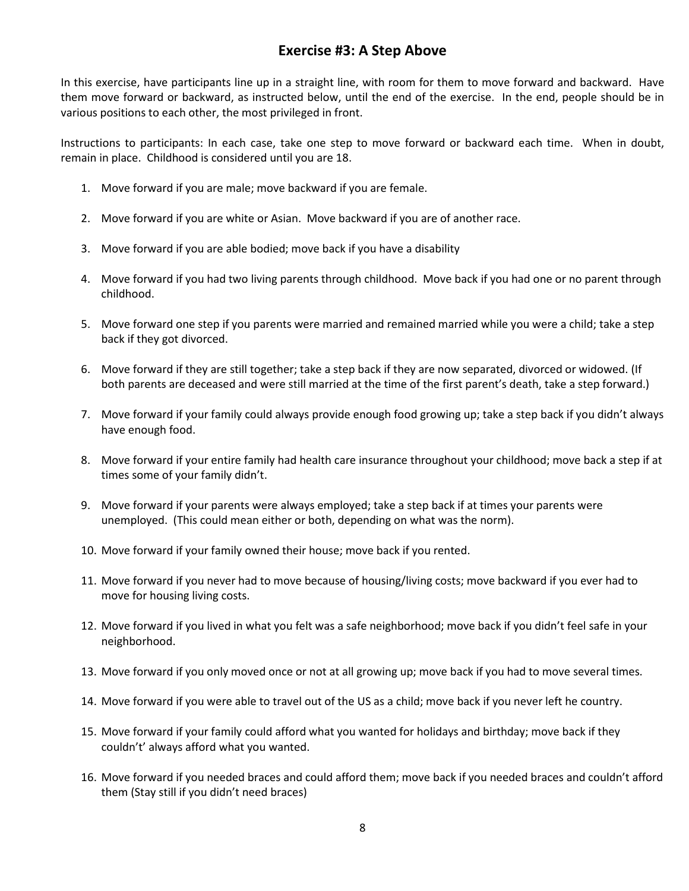## Exercise #3: A Step Above

In this exercise, have participants line up in a straight line, with room for them to move forward and backward. Have them move forward or backward, as instructed below, until the end of the exercise. In the end, people should be in various positions to each other, the most privileged in front.

Instructions to participants: In each case, take one step to move forward or backward each time. When in doubt, remain in place. Childhood is considered until you are 18.

1. Move forward if you are male; move backward if you are female.
2. Move forward if you are white or Asian. Move backward if you are of another race.
3. Move forward if you are able bodied; move back if you have a disability
4. Move forward if you had two living parents through childhood. Move back if you had one or no parent through childhood.
5. Move forward one step if you parents were married and remained married while you were a child; take a step back if they got divorced.
6. Move forward if they are still together; take a step back if they are now separated, divorced or widowed. (If both parents are deceased and were still married at the time of the first parent's death, take a step forward.)
7. Move forward if your family could always provide enough food growing up; take a step back if you didn't always have enough food.
8. Move forward if your entire family had health care insurance throughout your childhood; move back a step if at times some of your family didn't.
9. Move forward if your parents were always employed; take a step back if at times your parents were unemployed. (This could mean either or both, depending on what was the norm).
10. Move forward if your family owned their house; move back if you rented.
11. Move forward if you never had to move because of housing/living costs; move backward if you ever had to move for housing living costs.
12. Move forward if you lived in what you felt was a safe neighborhood; move back if you didn't feel safe in your neighborhood.
13. Move forward if you only moved once or not at all growing up; move back if you had to move several times.
14. Move forward if you were able to travel out of the US as a child; move back if you never left he country.
15. Move forward if your family could afford what you wanted for holidays and birthday; move back if they couldn't' always afford what you wanted.
16. Move forward if you needed braces and could afford them; move back if you needed braces and couldn't afford them (Stay still if you didn't need braces)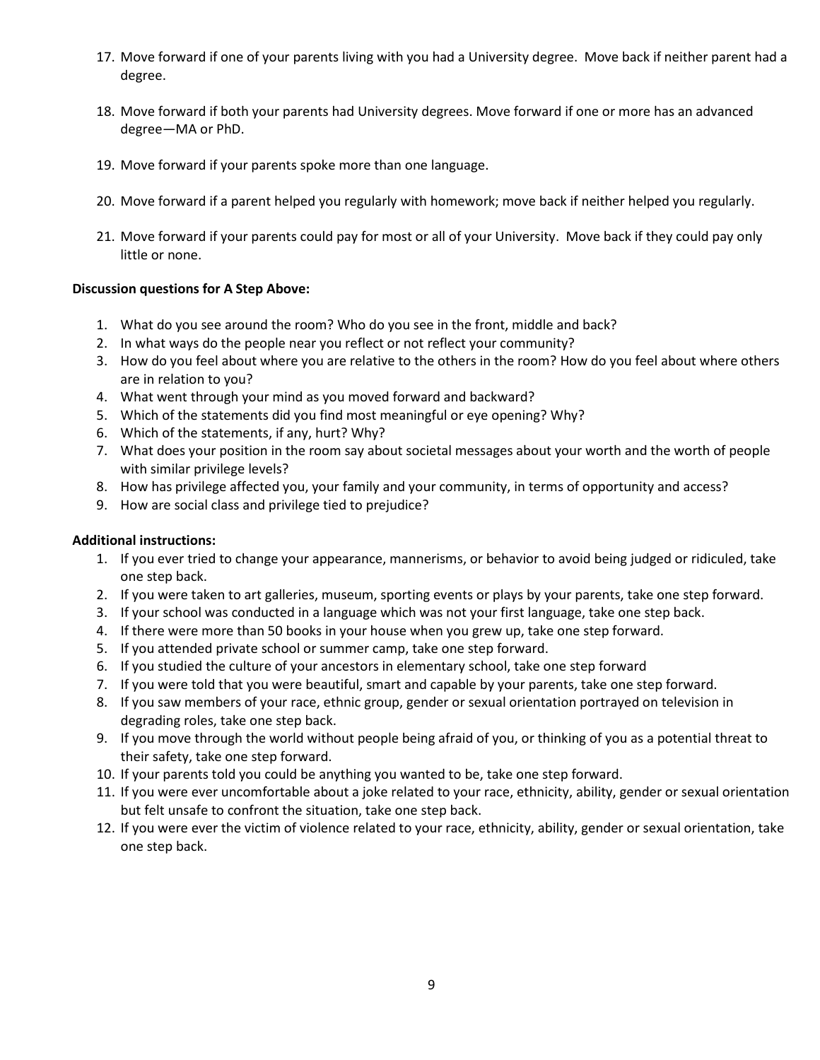17. Move forward if one of your parents living with you had a University degree. Move back if neither parent had a degree.

18. Move forward if both your parents had University degrees. Move forward if one or more has an advanced degree—MA or PhD.

19. Move forward if your parents spoke more than one language.

20. Move forward if a parent helped you regularly with homework; move back if neither helped you regularly.

21. Move forward if your parents could pay for most or all of your University. Move back if they could pay only little or none.

**Discussion questions for A Step Above:**

1. What do you see around the room? Who do you see in the front, middle and back?
2. In what ways do the people near you reflect or not reflect your community?
3. How do you feel about where you are relative to the others in the room? How do you feel about where others are in relation to you?
4. What went through your mind as you moved forward and backward?
5. Which of the statements did you find most meaningful or eye opening? Why?
6. Which of the statements, if any, hurt? Why?
7. What does your position in the room say about societal messages about your worth and the worth of people with similar privilege levels?
8. How has privilege affected you, your family and your community, in terms of opportunity and access?
9. How are social class and privilege tied to prejudice?

**Additional instructions:**

1. If you ever tried to change your appearance, mannerisms, or behavior to avoid being judged or ridiculed, take one step back.
2. If you were taken to art galleries, museum, sporting events or plays by your parents, take one step forward.
3. If your school was conducted in a language which was not your first language, take one step back.
4. If there were more than 50 books in your house when you grew up, take one step forward.
5. If you attended private school or summer camp, take one step forward.
6. If you studied the culture of your ancestors in elementary school, take one step forward
7. If you were told that you were beautiful, smart and capable by your parents, take one step forward.
8. If you saw members of your race, ethnic group, gender or sexual orientation portrayed on television in degrading roles, take one step back.
9. If you move through the world without people being afraid of you, or thinking of you as a potential threat to their safety, take one step forward.
10. If your parents told you could be anything you wanted to be, take one step forward.
11. If you were ever uncomfortable about a joke related to your race, ethnicity, ability, gender or sexual orientation but felt unsafe to confront the situation, take one step back.
12. If you were ever the victim of violence related to your race, ethnicity, ability, gender or sexual orientation, take one step back.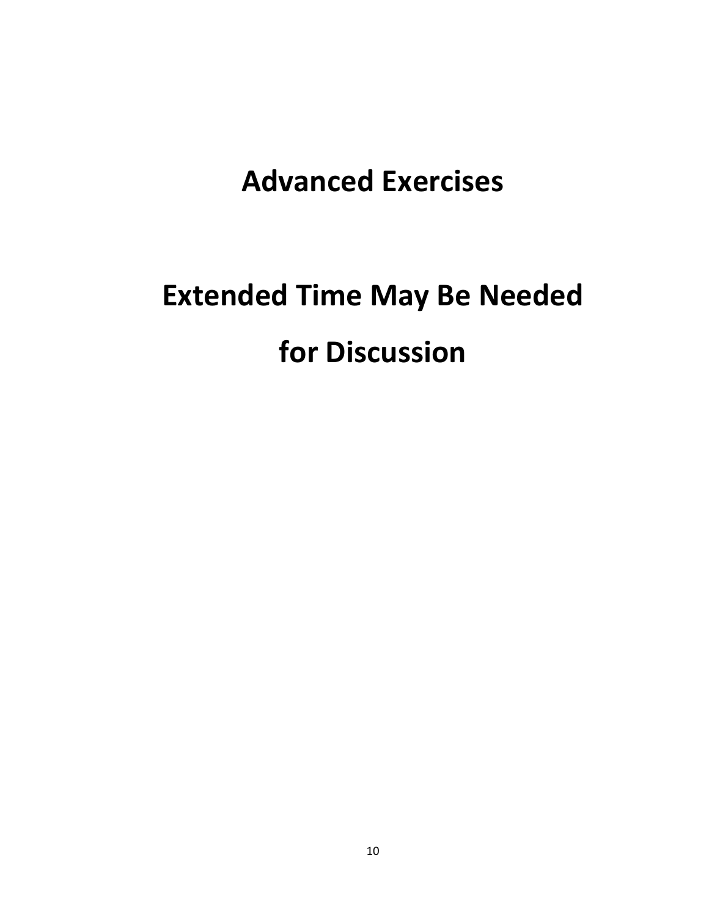# Advanced Exercises

# Extended Time May Be Needed for Discussion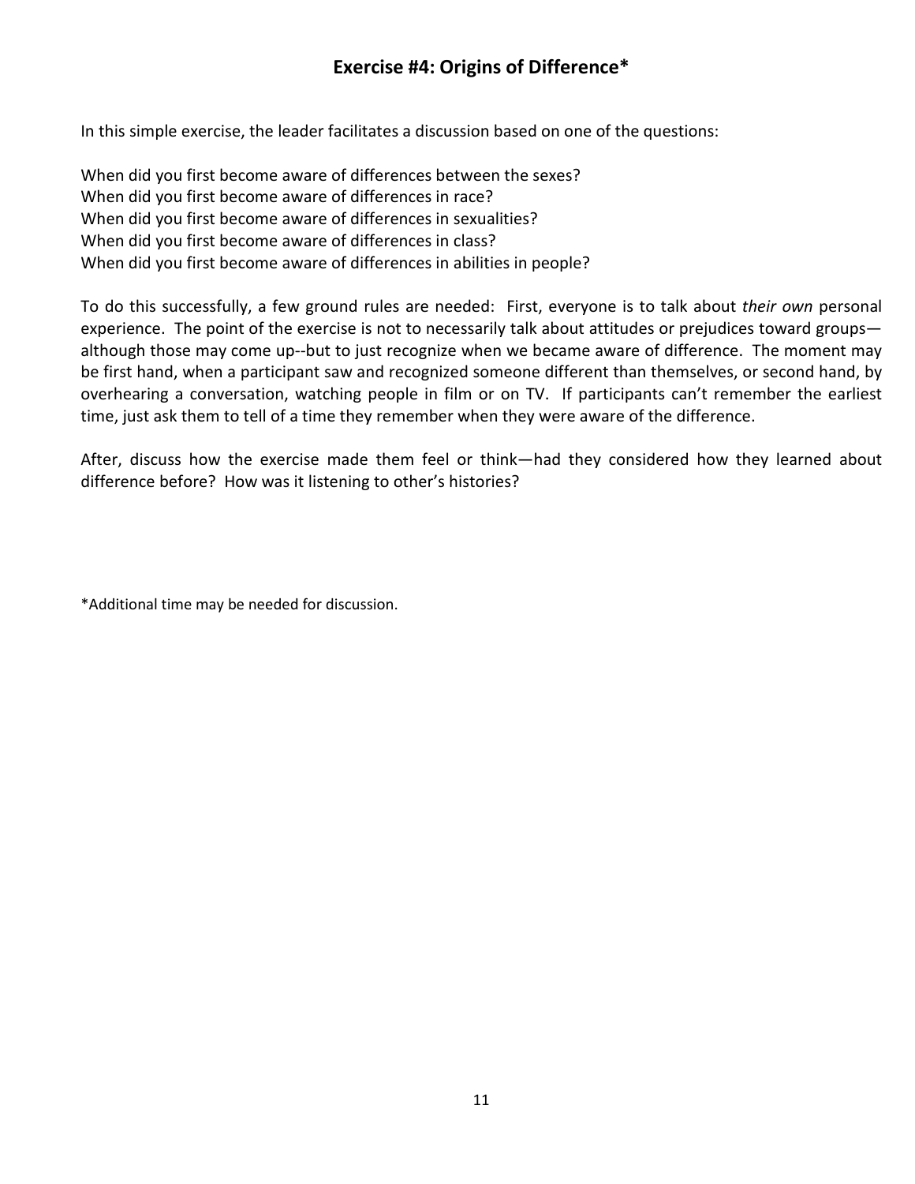## Exercise #4: Origins of Difference*

In this simple exercise, the leader facilitates a discussion based on one of the questions:

When did you first become aware of differences between the sexes?
When did you first become aware of differences in race?
When did you first become aware of differences in sexualities?
When did you first become aware of differences in class?
When did you first become aware of differences in abilities in people?

To do this successfully, a few ground rules are needed: First, everyone is to talk about *their own* personal experience. The point of the exercise is not to necessarily talk about attitudes or prejudices toward groups—although those may come up--but to just recognize when we became aware of difference. The moment may be first hand, when a participant saw and recognized someone different than themselves, or second hand, by overhearing a conversation, watching people in film or on TV. If participants can't remember the earliest time, just ask them to tell of a time they remember when they were aware of the difference.

After, discuss how the exercise made them feel or think—had they considered how they learned about difference before? How was it listening to other's histories?

*Additional time may be needed for discussion.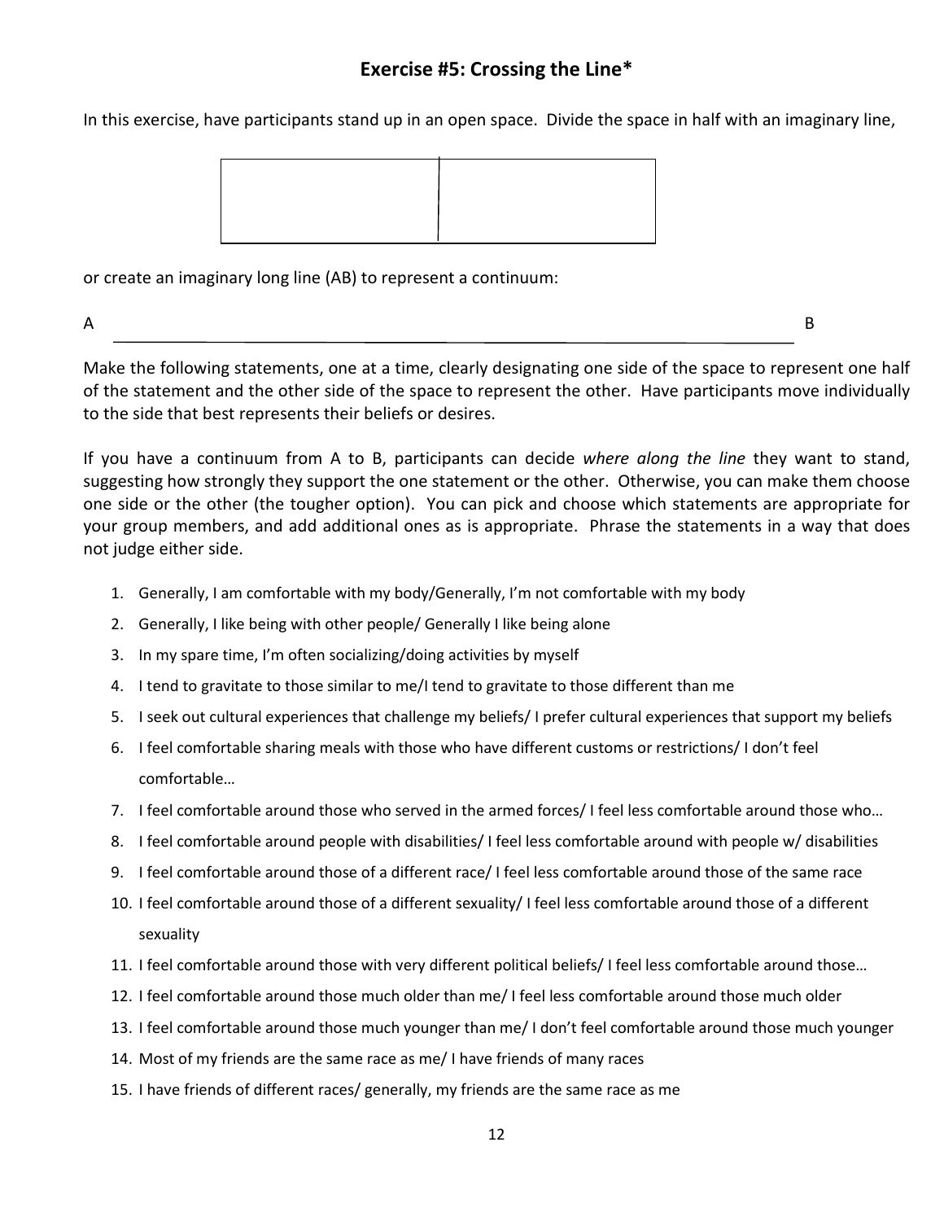## Exercise #5: Crossing the Line*

In this exercise, have participants stand up in an open space. Divide the space in half with an imaginary line,

or create an imaginary long line (AB) to represent a continuum:

A ———————————————————————————————— B

Make the following statements, one at a time, clearly designating one side of the space to represent one half of the statement and the other side of the space to represent the other. Have participants move individually to the side that best represents their beliefs or desires.

If you have a continuum from A to B, participants can decide *where along the line* they want to stand, suggesting how strongly they support the one statement or the other. Otherwise, you can make them choose one side or the other (the tougher option). You can pick and choose which statements are appropriate for your group members, and add additional ones as is appropriate. Phrase the statements in a way that does not judge either side.

1. Generally, I am comfortable with my body/Generally, I'm not comfortable with my body
2. Generally, I like being with other people/ Generally I like being alone
3. In my spare time, I'm often socializing/doing activities by myself
4. I tend to gravitate to those similar to me/I tend to gravitate to those different than me
5. I seek out cultural experiences that challenge my beliefs/ I prefer cultural experiences that support my beliefs
6. I feel comfortable sharing meals with those who have different customs or restrictions/ I don't feel comfortable…
7. I feel comfortable around those who served in the armed forces/ I feel less comfortable around those who…
8. I feel comfortable around people with disabilities/ I feel less comfortable around with people w/ disabilities
9. I feel comfortable around those of a different race/ I feel less comfortable around those of the same race
10. I feel comfortable around those of a different sexuality/ I feel less comfortable around those of a different sexuality
11. I feel comfortable around those with very different political beliefs/ I feel less comfortable around those…
12. I feel comfortable around those much older than me/ I feel less comfortable around those much older
13. I feel comfortable around those much younger than me/ I don't feel comfortable around those much younger
14. Most of my friends are the same race as me/ I have friends of many races
15. I have friends of different races/ generally, my friends are the same race as me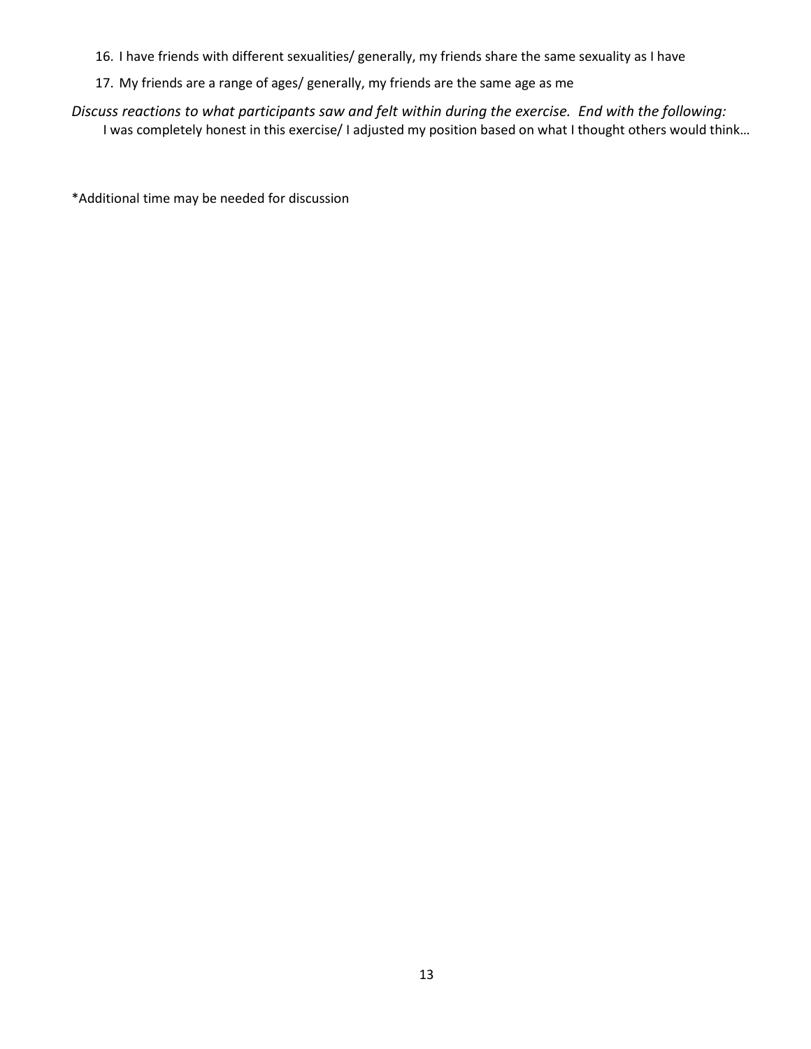16. I have friends with different sexualities/ generally, my friends share the same sexuality as I have
17. My friends are a range of ages/ generally, my friends are the same age as me

*Discuss reactions to what participants saw and felt within during the exercise. End with the following:*

I was completely honest in this exercise/ I adjusted my position based on what I thought others would think…

*Additional time may be needed for discussion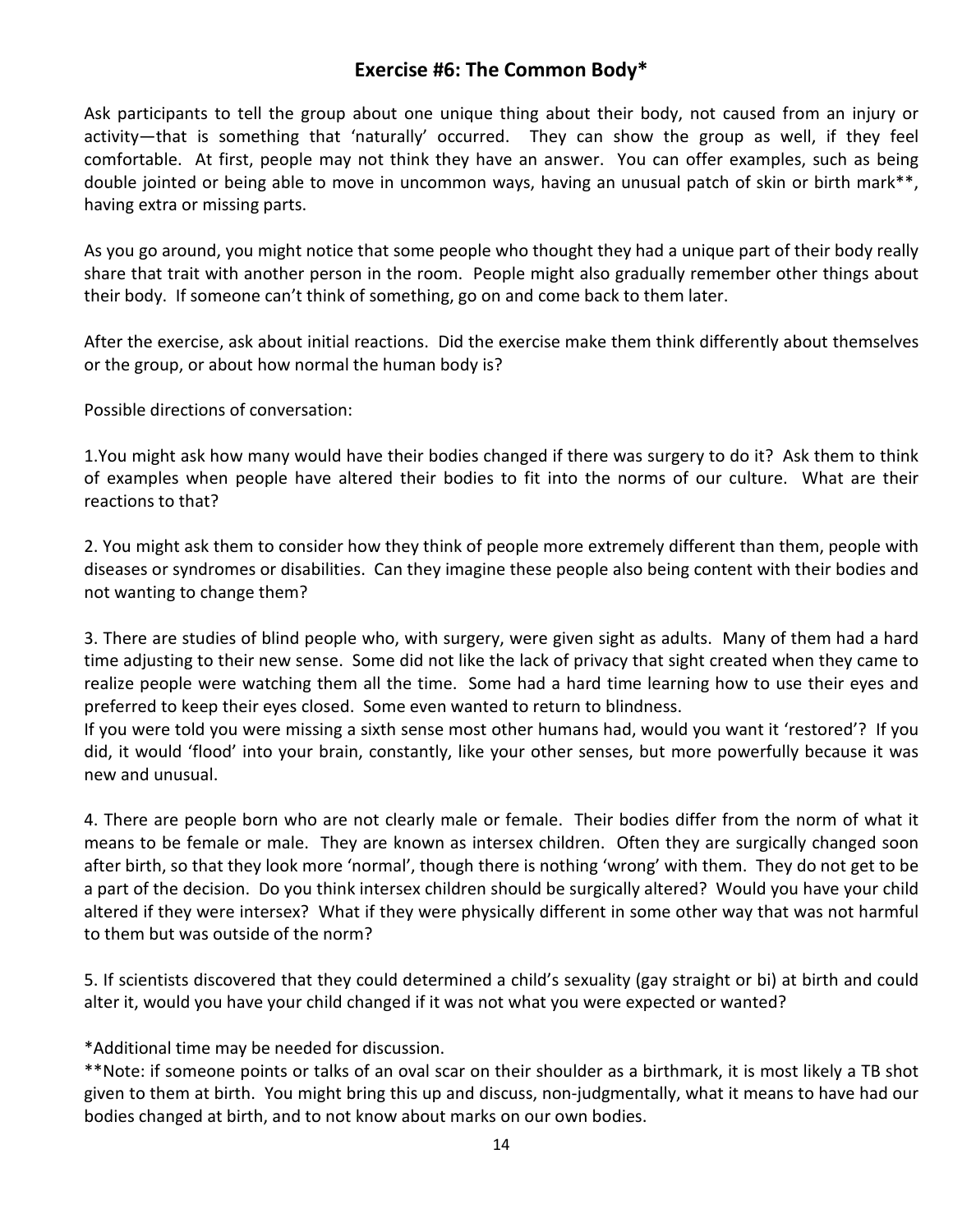## Exercise #6: The Common Body*

Ask participants to tell the group about one unique thing about their body, not caused from an injury or activity—that is something that 'naturally' occurred. They can show the group as well, if they feel comfortable. At first, people may not think they have an answer. You can offer examples, such as being double jointed or being able to move in uncommon ways, having an unusual patch of skin or birth mark**, having extra or missing parts.

As you go around, you might notice that some people who thought they had a unique part of their body really share that trait with another person in the room. People might also gradually remember other things about their body. If someone can't think of something, go on and come back to them later.

After the exercise, ask about initial reactions. Did the exercise make them think differently about themselves or the group, or about how normal the human body is?

Possible directions of conversation:

1.You might ask how many would have their bodies changed if there was surgery to do it? Ask them to think of examples when people have altered their bodies to fit into the norms of our culture. What are their reactions to that?

2. You might ask them to consider how they think of people more extremely different than them, people with diseases or syndromes or disabilities. Can they imagine these people also being content with their bodies and not wanting to change them?

3. There are studies of blind people who, with surgery, were given sight as adults. Many of them had a hard time adjusting to their new sense. Some did not like the lack of privacy that sight created when they came to realize people were watching them all the time. Some had a hard time learning how to use their eyes and preferred to keep their eyes closed. Some even wanted to return to blindness.
If you were told you were missing a sixth sense most other humans had, would you want it 'restored'? If you did, it would 'flood' into your brain, constantly, like your other senses, but more powerfully because it was new and unusual.

4. There are people born who are not clearly male or female. Their bodies differ from the norm of what it means to be female or male. They are known as intersex children. Often they are surgically changed soon after birth, so that they look more 'normal', though there is nothing 'wrong' with them. They do not get to be a part of the decision. Do you think intersex children should be surgically altered? Would you have your child altered if they were intersex? What if they were physically different in some other way that was not harmful to them but was outside of the norm?

5. If scientists discovered that they could determined a child's sexuality (gay straight or bi) at birth and could alter it, would you have your child changed if it was not what you were expected or wanted?

*Additional time may be needed for discussion.
**Note: if someone points or talks of an oval scar on their shoulder as a birthmark, it is most likely a TB shot given to them at birth. You might bring this up and discuss, non-judgmentally, what it means to have had our bodies changed at birth, and to not know about marks on our own bodies.